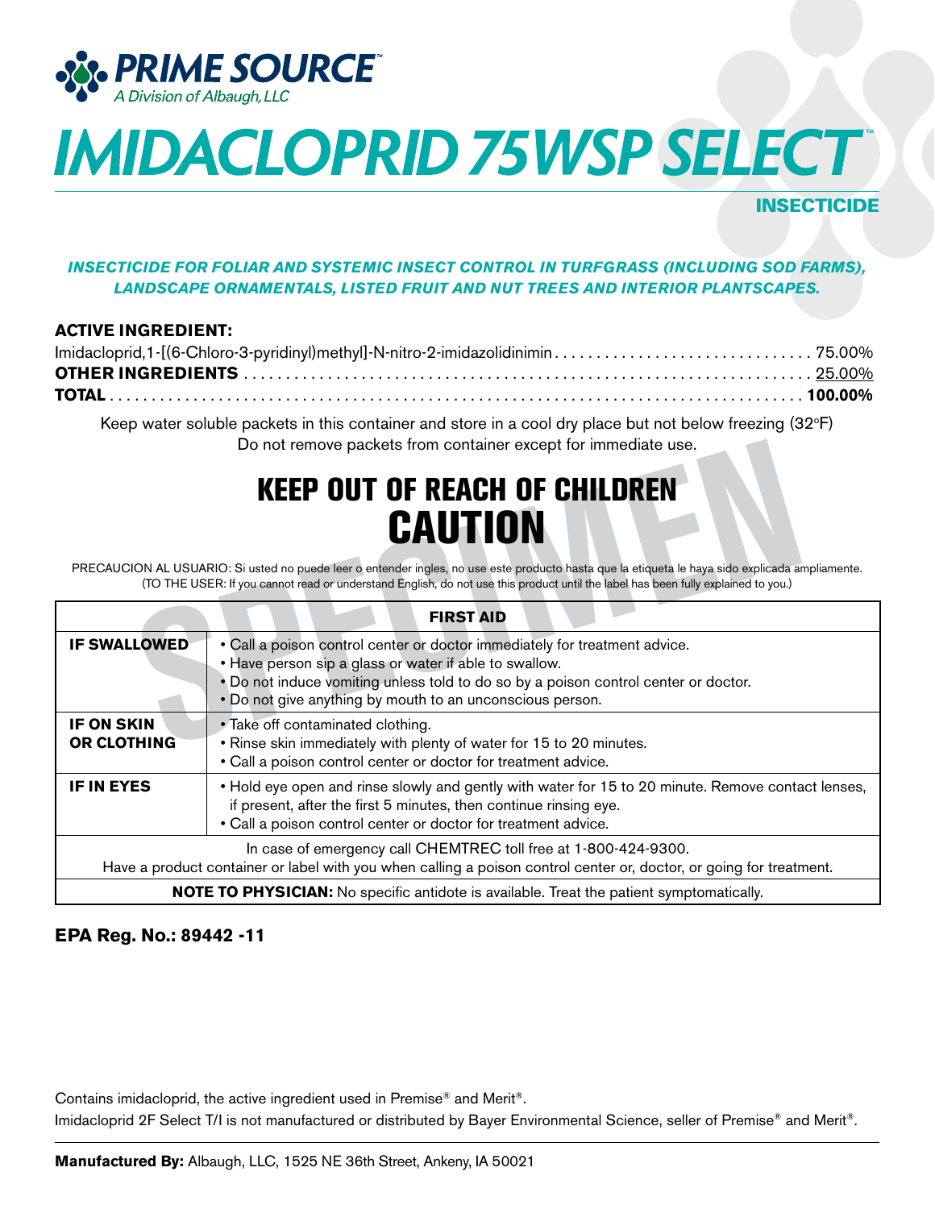**PRIME SOURCE**™
*A Division of Albaugh, LLC*

# *IMIDACLOPRID 75WSP SELECT*™

**INSECTICIDE**

***INSECTICIDE FOR FOLIAR AND SYSTEMIC INSECT CONTROL IN TURFGRASS (INCLUDING SOD FARMS), LANDSCAPE ORNAMENTALS, LISTED FRUIT AND NUT TREES AND INTERIOR PLANTSCAPES.***

**ACTIVE INGREDIENT:**

| | |
|---|---|
| Imidacloprid,1-[(6-Chloro-3-pyridinyl)methyl]-N-nitro-2-imidazolidinimin | 75.00% |
| **OTHER INGREDIENTS** | 25.00% |
| **TOTAL** | **100.00%** |

Keep water soluble packets in this container and store in a cool dry place but not below freezing (32°F) Do not remove packets from container except for immediate use.

## KEEP OUT OF REACH OF CHILDREN
## CAUTION

PRECAUCION AL USUARIO: Si usted no puede leer o entender ingles, no use este producto hasta que la etiqueta le haya sido explicada ampliamente. (TO THE USER: If you cannot read or understand English, do not use this product until the label has been fully explained to you.)

| **FIRST AID** | |
|---|---|
| **IF SWALLOWED** | • Call a poison control center or doctor immediately for treatment advice.<br>• Have person sip a glass or water if able to swallow.<br>• Do not induce vomiting unless told to do so by a poison control center or doctor.<br>• Do not give anything by mouth to an unconscious person. |
| **IF ON SKIN OR CLOTHING** | • Take off contaminated clothing.<br>• Rinse skin immediately with plenty of water for 15 to 20 minutes.<br>• Call a poison control center or doctor for treatment advice. |
| **IF IN EYES** | • Hold eye open and rinse slowly and gently with water for 15 to 20 minute. Remove contact lenses, if present, after the first 5 minutes, then continue rinsing eye.<br>• Call a poison control center or doctor for treatment advice. |
| In case of emergency call CHEMTREC toll free at 1-800-424-9300. Have a product container or label with you when calling a poison control center or, doctor, or going for treatment. | |
| **NOTE TO PHYSICIAN:** No specific antidote is available. Treat the patient symptomatically. | |

**EPA Reg. No.: 89442 -11**

Contains imidacloprid, the active ingredient used in Premise® and Merit®.
Imidacloprid 2F Select T/I is not manufactured or distributed by Bayer Environmental Science, seller of Premise® and Merit®.

**Manufactured By:** Albaugh, LLC, 1525 NE 36th Street, Ankeny, IA 50021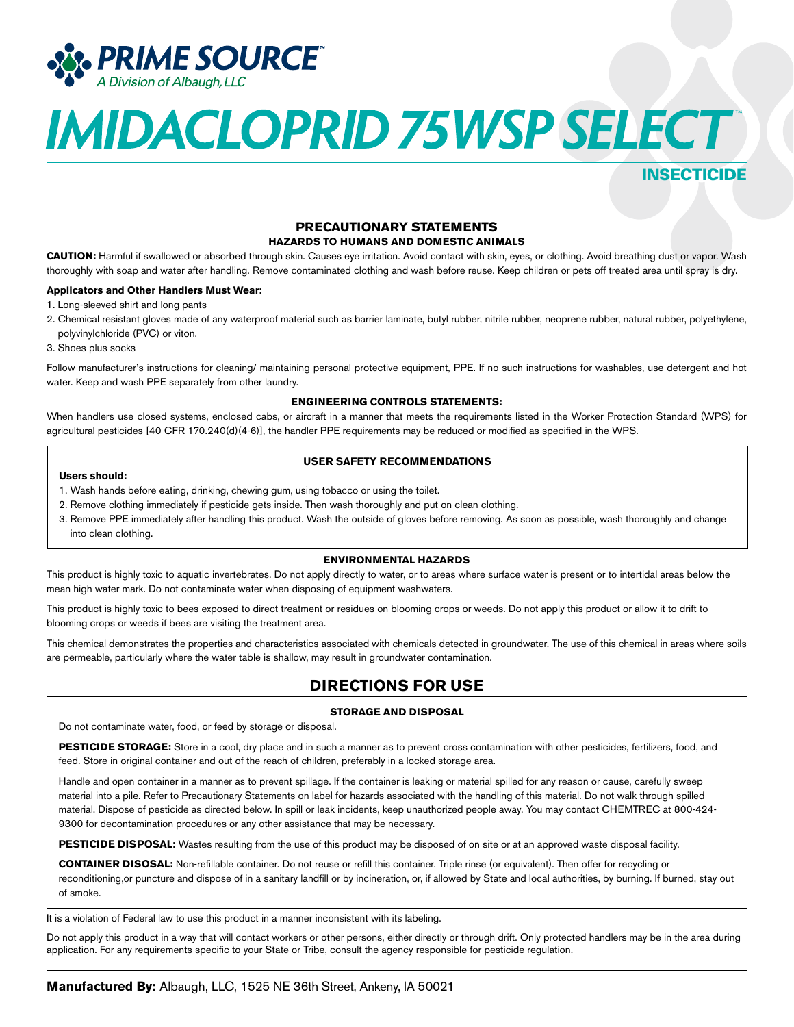**PRIME SOURCE™**
*A Division of Albaugh, LLC*

# IMIDACLOPRID 75WSP SELECT™

**INSECTICIDE**

## PRECAUTIONARY STATEMENTS

### HAZARDS TO HUMANS AND DOMESTIC ANIMALS

**CAUTION:** Harmful if swallowed or absorbed through skin. Causes eye irritation. Avoid contact with skin, eyes, or clothing. Avoid breathing dust or vapor. Wash thoroughly with soap and water after handling. Remove contaminated clothing and wash before reuse. Keep children or pets off treated area until spray is dry.

**Applicators and Other Handlers Must Wear:**

1. Long-sleeved shirt and long pants
2. Chemical resistant gloves made of any waterproof material such as barrier laminate, butyl rubber, nitrile rubber, neoprene rubber, natural rubber, polyethylene, polyvinylchloride (PVC) or viton.
3. Shoes plus socks

Follow manufacturer's instructions for cleaning/ maintaining personal protective equipment, PPE. If no such instructions for washables, use detergent and hot water. Keep and wash PPE separately from other laundry.

### ENGINEERING CONTROLS STATEMENTS:

When handlers use closed systems, enclosed cabs, or aircraft in a manner that meets the requirements listed in the Worker Protection Standard (WPS) for agricultural pesticides [40 CFR 170.240(d)(4-6)], the handler PPE requirements may be reduced or modified as specified in the WPS.

### USER SAFETY RECOMMENDATIONS

**Users should:**

1. Wash hands before eating, drinking, chewing gum, using tobacco or using the toilet.
2. Remove clothing immediately if pesticide gets inside. Then wash thoroughly and put on clean clothing.
3. Remove PPE immediately after handling this product. Wash the outside of gloves before removing. As soon as possible, wash thoroughly and change into clean clothing.

### ENVIRONMENTAL HAZARDS

This product is highly toxic to aquatic invertebrates. Do not apply directly to water, or to areas where surface water is present or to intertidal areas below the mean high water mark. Do not contaminate water when disposing of equipment washwaters.

This product is highly toxic to bees exposed to direct treatment or residues on blooming crops or weeds. Do not apply this product or allow it to drift to blooming crops or weeds if bees are visiting the treatment area.

This chemical demonstrates the properties and characteristics associated with chemicals detected in groundwater. The use of this chemical in areas where soils are permeable, particularly where the water table is shallow, may result in groundwater contamination.

## DIRECTIONS FOR USE

### STORAGE AND DISPOSAL

Do not contaminate water, food, or feed by storage or disposal.

**PESTICIDE STORAGE:** Store in a cool, dry place and in such a manner as to prevent cross contamination with other pesticides, fertilizers, food, and feed. Store in original container and out of the reach of children, preferably in a locked storage area.

Handle and open container in a manner as to prevent spillage. If the container is leaking or material spilled for any reason or cause, carefully sweep material into a pile. Refer to Precautionary Statements on label for hazards associated with the handling of this material. Do not walk through spilled material. Dispose of pesticide as directed below. In spill or leak incidents, keep unauthorized people away. You may contact CHEMTREC at 800-424-9300 for decontamination procedures or any other assistance that may be necessary.

**PESTICIDE DISPOSAL:** Wastes resulting from the use of this product may be disposed of on site or at an approved waste disposal facility.

**CONTAINER DISOSAL:** Non-refillable container. Do not reuse or refill this container. Triple rinse (or equivalent). Then offer for recycling or reconditioning,or puncture and dispose of in a sanitary landfill or by incineration, or, if allowed by State and local authorities, by burning. If burned, stay out of smoke.

It is a violation of Federal law to use this product in a manner inconsistent with its labeling.

Do not apply this product in a way that will contact workers or other persons, either directly or through drift. Only protected handlers may be in the area during application. For any requirements specific to your State or Tribe, consult the agency responsible for pesticide regulation.

**Manufactured By:** Albaugh, LLC, 1525 NE 36th Street, Ankeny, IA 50021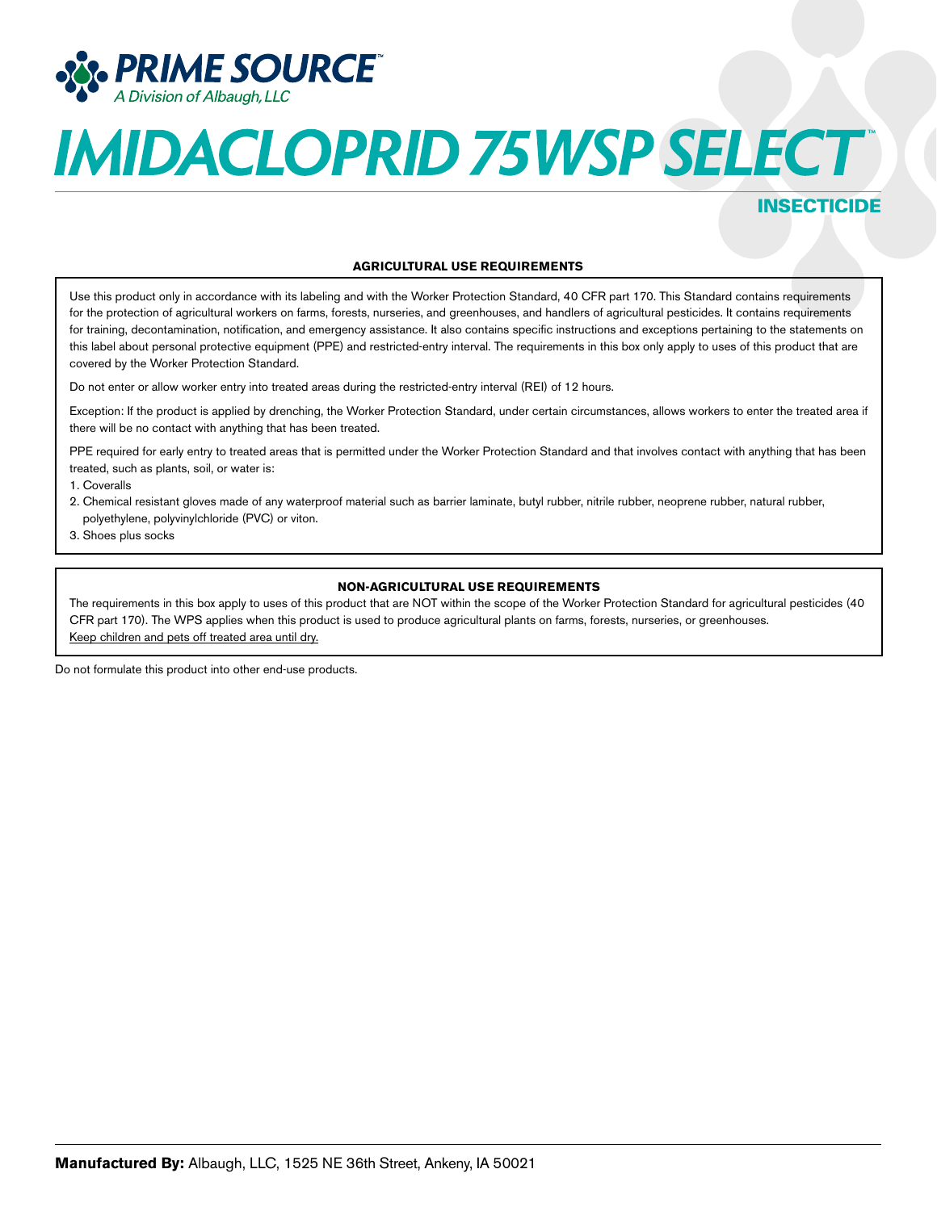**PRIME SOURCE**™
*A Division of Albaugh, LLC*

# IMIDACLOPRID 75WSP SELECT™

## INSECTICIDE

**AGRICULTURAL USE REQUIREMENTS**

Use this product only in accordance with its labeling and with the Worker Protection Standard, 40 CFR part 170. This Standard contains requirements for the protection of agricultural workers on farms, forests, nurseries, and greenhouses, and handlers of agricultural pesticides. It contains requirements for training, decontamination, notification, and emergency assistance. It also contains specific instructions and exceptions pertaining to the statements on this label about personal protective equipment (PPE) and restricted-entry interval. The requirements in this box only apply to uses of this product that are covered by the Worker Protection Standard.

Do not enter or allow worker entry into treated areas during the restricted-entry interval (REI) of 12 hours.

Exception: If the product is applied by drenching, the Worker Protection Standard, under certain circumstances, allows workers to enter the treated area if there will be no contact with anything that has been treated.

PPE required for early entry to treated areas that is permitted under the Worker Protection Standard and that involves contact with anything that has been treated, such as plants, soil, or water is:

1. Coveralls
2. Chemical resistant gloves made of any waterproof material such as barrier laminate, butyl rubber, nitrile rubber, neoprene rubber, natural rubber, polyethylene, polyvinylchloride (PVC) or viton.
3. Shoes plus socks

**NON-AGRICULTURAL USE REQUIREMENTS**

The requirements in this box apply to uses of this product that are NOT within the scope of the Worker Protection Standard for agricultural pesticides (40 CFR part 170). The WPS applies when this product is used to produce agricultural plants on farms, forests, nurseries, or greenhouses.
<u>Keep children and pets off treated area until dry.</u>

Do not formulate this product into other end-use products.

**Manufactured By:** Albaugh, LLC, 1525 NE 36th Street, Ankeny, IA 50021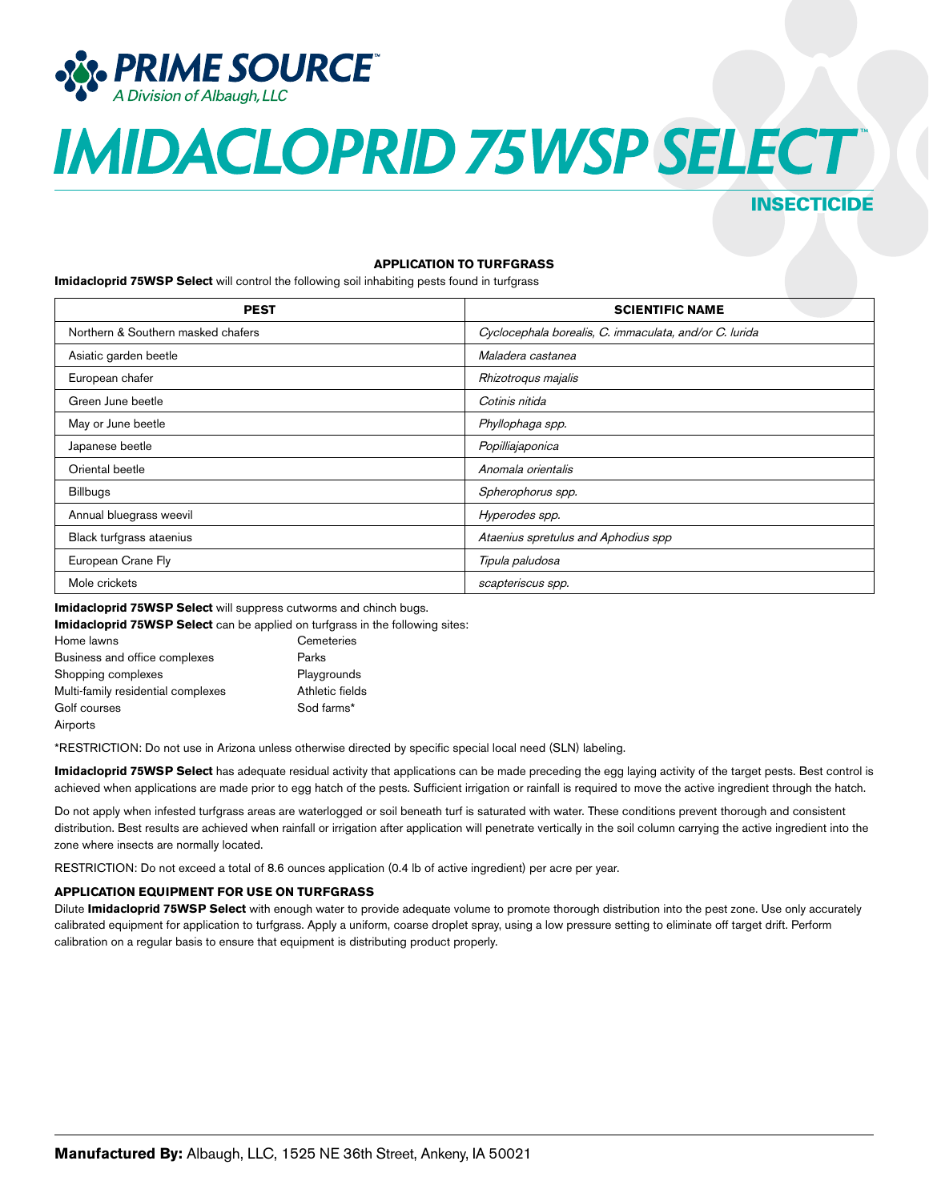# IMIDACLOPRID 75WSP SELECT™

## INSECTICIDE

### APPLICATION TO TURFGRASS

**Imidacloprid 75WSP Select** will control the following soil inhabiting pests found in turfgrass

| PEST | SCIENTIFIC NAME |
|---|---|
| Northern & Southern masked chafers | *Cyclocephala borealis, C. immaculata, and/or C. lurida* |
| Asiatic garden beetle | *Maladera castanea* |
| European chafer | *Rhizotroqus majalis* |
| Green June beetle | *Cotinis nitida* |
| May or June beetle | *Phyllophaga spp.* |
| Japanese beetle | *Popilliajaponica* |
| Oriental beetle | *Anomala orientalis* |
| Billbugs | *Spherophorus spp.* |
| Annual bluegrass weevil | *Hyperodes spp.* |
| Black turfgrass ataenius | *Ataenius spretulus and Aphodius spp* |
| European Crane Fly | *Tipula paludosa* |
| Mole crickets | *scapteriscus spp.* |

**Imidacloprid 75WSP Select** will suppress cutworms and chinch bugs.

**Imidacloprid 75WSP Select** can be applied on turfgrass in the following sites:

- Home lawns
- Business and office complexes
- Shopping complexes
- Multi-family residential complexes
- Golf courses
- Airports
- Cemeteries
- Parks
- Playgrounds
- Athletic fields
- Sod farms*

*RESTRICTION: Do not use in Arizona unless otherwise directed by specific special local need (SLN) labeling.

**Imidacloprid 75WSP Select** has adequate residual activity that applications can be made preceding the egg laying activity of the target pests. Best control is achieved when applications are made prior to egg hatch of the pests. Sufficient irrigation or rainfall is required to move the active ingredient through the hatch.

Do not apply when infested turfgrass areas are waterlogged or soil beneath turf is saturated with water. These conditions prevent thorough and consistent distribution. Best results are achieved when rainfall or irrigation after application will penetrate vertically in the soil column carrying the active ingredient into the zone where insects are normally located.

RESTRICTION: Do not exceed a total of 8.6 ounces application (0.4 lb of active ingredient) per acre per year.

#### APPLICATION EQUIPMENT FOR USE ON TURFGRASS

Dilute **Imidacloprid 75WSP Select** with enough water to provide adequate volume to promote thorough distribution into the pest zone. Use only accurately calibrated equipment for application to turfgrass. Apply a uniform, coarse droplet spray, using a low pressure setting to eliminate off target drift. Perform calibration on a regular basis to ensure that equipment is distributing product properly.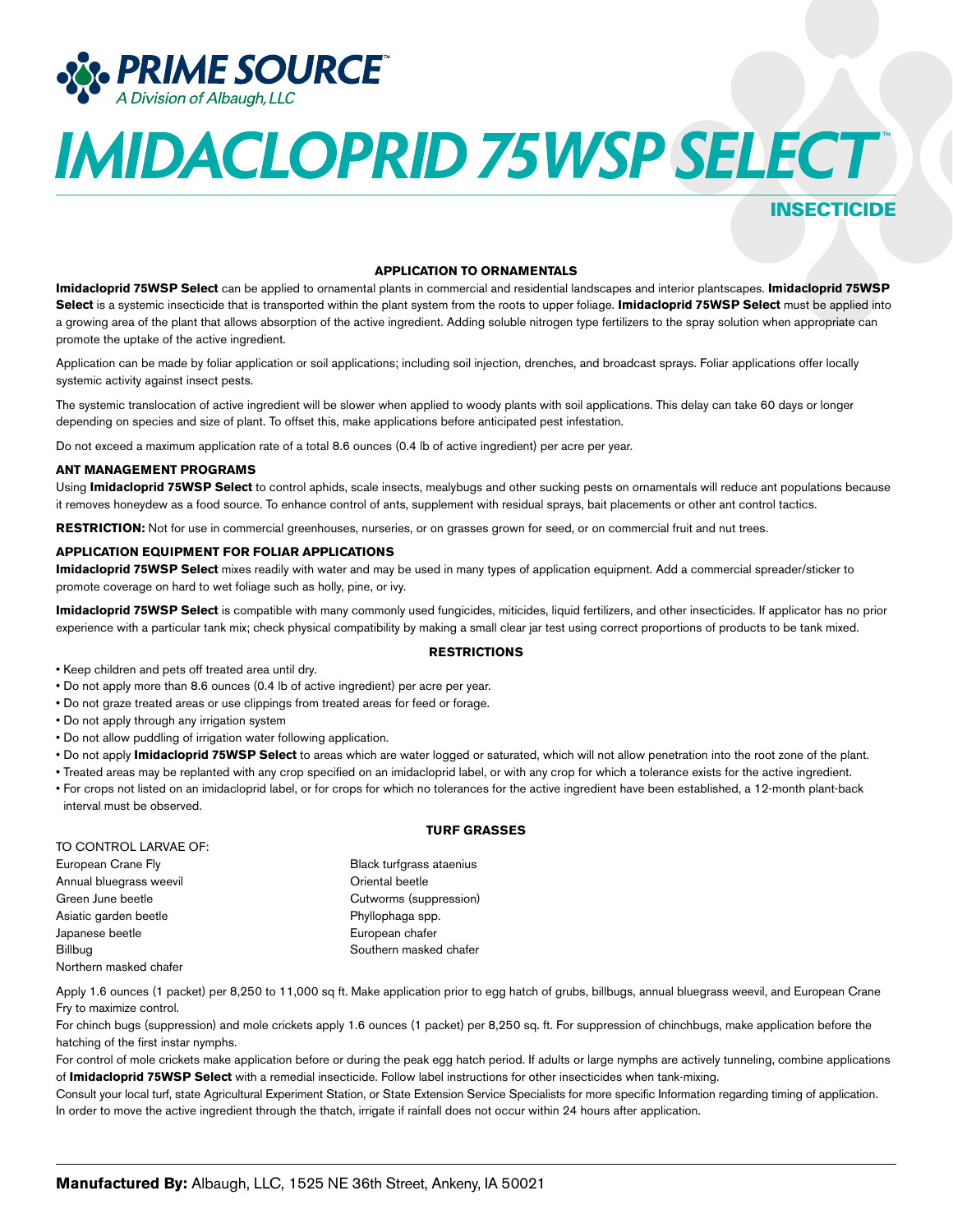# IMIDACLOPRID 75WSP SELECT™

## INSECTICIDE

### APPLICATION TO ORNAMENTALS

**Imidacloprid 75WSP Select** can be applied to ornamental plants in commercial and residential landscapes and interior plantscapes. **Imidacloprid 75WSP Select** is a systemic insecticide that is transported within the plant system from the roots to upper foliage. **Imidacloprid 75WSP Select** must be applied into a growing area of the plant that allows absorption of the active ingredient. Adding soluble nitrogen type fertilizers to the spray solution when appropriate can promote the uptake of the active ingredient.

Application can be made by foliar application or soil applications; including soil injection, drenches, and broadcast sprays. Foliar applications offer locally systemic activity against insect pests.

The systemic translocation of active ingredient will be slower when applied to woody plants with soil applications. This delay can take 60 days or longer depending on species and size of plant. To offset this, make applications before anticipated pest infestation.

Do not exceed a maximum application rate of a total 8.6 ounces (0.4 lb of active ingredient) per acre per year.

#### ANT MANAGEMENT PROGRAMS

Using **Imidacloprid 75WSP Select** to control aphids, scale insects, mealybugs and other sucking pests on ornamentals will reduce ant populations because it removes honeydew as a food source. To enhance control of ants, supplement with residual sprays, bait placements or other ant control tactics.

**RESTRICTION:** Not for use in commercial greenhouses, nurseries, or on grasses grown for seed, or on commercial fruit and nut trees.

#### APPLICATION EQUIPMENT FOR FOLIAR APPLICATIONS

**Imidacloprid 75WSP Select** mixes readily with water and may be used in many types of application equipment. Add a commercial spreader/sticker to promote coverage on hard to wet foliage such as holly, pine, or ivy.

**Imidacloprid 75WSP Select** is compatible with many commonly used fungicides, miticides, liquid fertilizers, and other insecticides. If applicator has no prior experience with a particular tank mix; check physical compatibility by making a small clear jar test using correct proportions of products to be tank mixed.

### RESTRICTIONS

- Keep children and pets off treated area until dry.
- Do not apply more than 8.6 ounces (0.4 lb of active ingredient) per acre per year.
- Do not graze treated areas or use clippings from treated areas for feed or forage.
- Do not apply through any irrigation system
- Do not allow puddling of irrigation water following application.
- Do not apply **Imidacloprid 75WSP Select** to areas which are water logged or saturated, which will not allow penetration into the root zone of the plant.
- Treated areas may be replanted with any crop specified on an imidacloprid label, or with any crop for which a tolerance exists for the active ingredient.
- For crops not listed on an imidacloprid label, or for crops for which no tolerances for the active ingredient have been established, a 12-month plant-back interval must be observed.

### TURF GRASSES

TO CONTROL LARVAE OF:

- European Crane Fly
- Annual bluegrass weevil
- Green June beetle
- Asiatic garden beetle
- Japanese beetle
- Billbug
- Northern masked chafer
- Black turfgrass ataenius
- Oriental beetle
- Cutworms (suppression)
- Phyllophaga spp.
- European chafer
- Southern masked chafer

Apply 1.6 ounces (1 packet) per 8,250 to 11,000 sq ft. Make application prior to egg hatch of grubs, billbugs, annual bluegrass weevil, and European Crane Fry to maximize control.

For chinch bugs (suppression) and mole crickets apply 1.6 ounces (1 packet) per 8,250 sq. ft. For suppression of chinchbugs, make application before the hatching of the first instar nymphs.

For control of mole crickets make application before or during the peak egg hatch period. If adults or large nymphs are actively tunneling, combine applications of **Imidacloprid 75WSP Select** with a remedial insecticide. Follow label instructions for other insecticides when tank-mixing.

Consult your local turf, state Agricultural Experiment Station, or State Extension Service Specialists for more specific Information regarding timing of application. In order to move the active ingredient through the thatch, irrigate if rainfall does not occur within 24 hours after application.

**Manufactured By:** Albaugh, LLC, 1525 NE 36th Street, Ankeny, IA 50021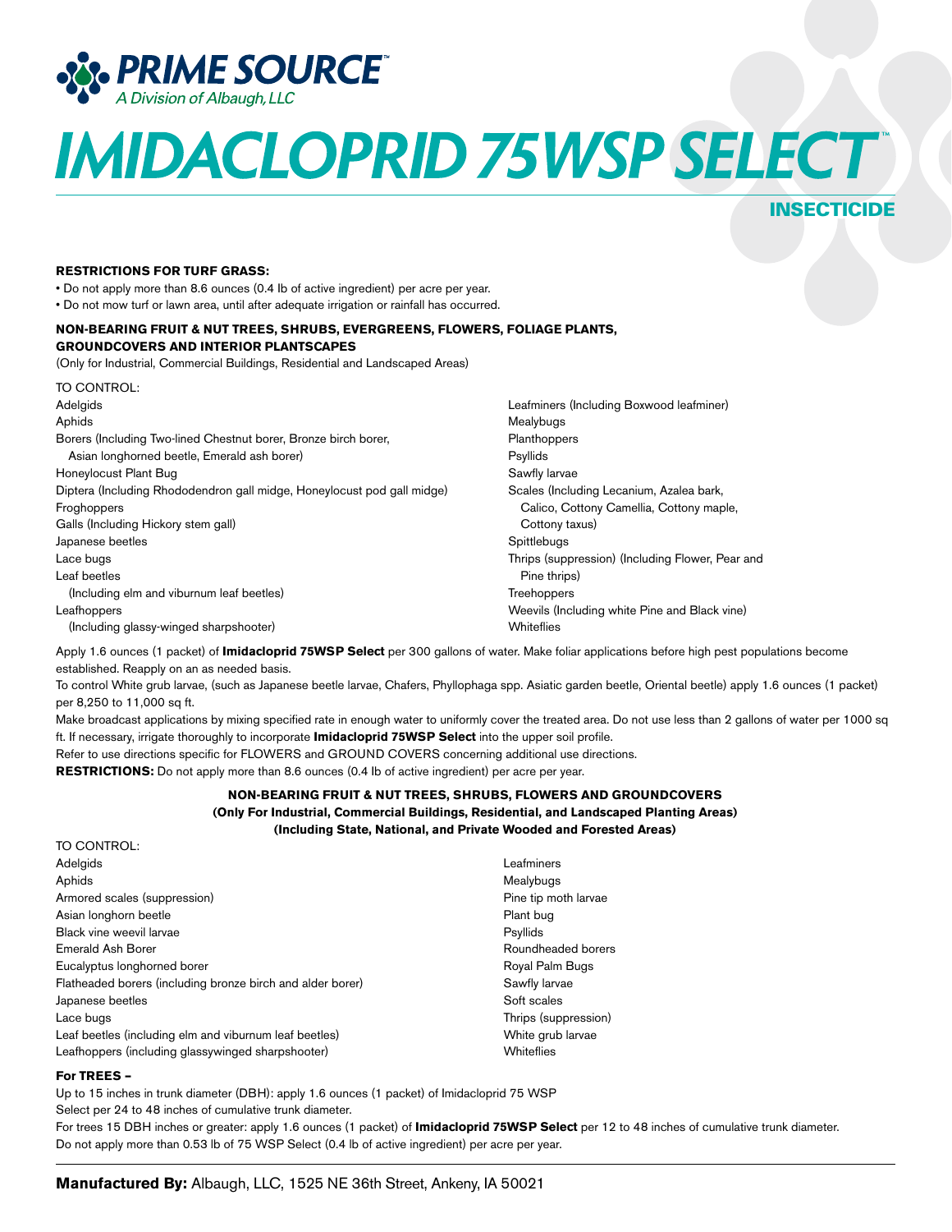**PRIME SOURCE™**
*A Division of Albaugh, LLC*

# IMIDACLOPRID 75WSP SELECT™

## INSECTICIDE

**RESTRICTIONS FOR TURF GRASS:**

- Do not apply more than 8.6 ounces (0.4 lb of active ingredient) per acre per year.
- Do not mow turf or lawn area, until after adequate irrigation or rainfall has occurred.

**NON-BEARING FRUIT & NUT TREES, SHRUBS, EVERGREENS, FLOWERS, FOLIAGE PLANTS, GROUNDCOVERS AND INTERIOR PLANTSCAPES**
(Only for Industrial, Commercial Buildings, Residential and Landscaped Areas)

TO CONTROL:

Adelgids
Aphids
Borers (Including Two-lined Chestnut borer, Bronze birch borer, Asian longhorned beetle, Emerald ash borer)
Honeylocust Plant Bug
Diptera (Including Rhododendron gall midge, Honeylocust pod gall midge)
Froghoppers
Galls (Including Hickory stem gall)
Japanese beetles
Lace bugs
Leaf beetles
(Including elm and viburnum leaf beetles)
Leafhoppers
(Including glassy-winged sharpshooter)
Leafminers (Including Boxwood leafminer)
Mealybugs
Planthoppers
Psyllids
Sawfly larvae
Scales (Including Lecanium, Azalea bark, Calico, Cottony Camellia, Cottony maple, Cottony taxus)
Spittlebugs
Thrips (suppression) (Including Flower, Pear and Pine thrips)
Treehoppers
Weevils (Including white Pine and Black vine)
Whiteflies

Apply 1.6 ounces (1 packet) of **Imidacloprid 75WSP Select** per 300 gallons of water. Make foliar applications before high pest populations become established. Reapply on an as needed basis.

To control White grub larvae, (such as Japanese beetle larvae, Chafers, Phyllophaga spp. Asiatic garden beetle, Oriental beetle) apply 1.6 ounces (1 packet) per 8,250 to 11,000 sq ft.

Make broadcast applications by mixing specified rate in enough water to uniformly cover the treated area. Do not use less than 2 gallons of water per 1000 sq ft. If necessary, irrigate thoroughly to incorporate **Imidacloprid 75WSP Select** into the upper soil profile.

Refer to use directions specific for FLOWERS and GROUND COVERS concerning additional use directions.

**RESTRICTIONS:** Do not apply more than 8.6 ounces (0.4 lb of active ingredient) per acre per year.

**NON-BEARING FRUIT & NUT TREES, SHRUBS, FLOWERS AND GROUNDCOVERS**
**(Only For Industrial, Commercial Buildings, Residential, and Landscaped Planting Areas)**
**(Including State, National, and Private Wooded and Forested Areas)**

TO CONTROL:

Adelgids
Aphids
Armored scales (suppression)
Asian longhorn beetle
Black vine weevil larvae
Emerald Ash Borer
Eucalyptus longhorned borer
Flatheaded borers (including bronze birch and alder borer)
Japanese beetles
Lace bugs
Leaf beetles (including elm and viburnum leaf beetles)
Leafhoppers (including glassywinged sharpshooter)
Leafminers
Mealybugs
Pine tip moth larvae
Plant bug
Psyllids
Roundheaded borers
Royal Palm Bugs
Sawfly larvae
Soft scales
Thrips (suppression)
White grub larvae
Whiteflies

**For TREES –**

Up to 15 inches in trunk diameter (DBH): apply 1.6 ounces (1 packet) of Imidacloprid 75 WSP Select per 24 to 48 inches of cumulative trunk diameter.

For trees 15 DBH inches or greater: apply 1.6 ounces (1 packet) of **Imidacloprid 75WSP Select** per 12 to 48 inches of cumulative trunk diameter.

Do not apply more than 0.53 lb of 75 WSP Select (0.4 lb of active ingredient) per acre per year.

**Manufactured By:** Albaugh, LLC, 1525 NE 36th Street, Ankeny, IA 50021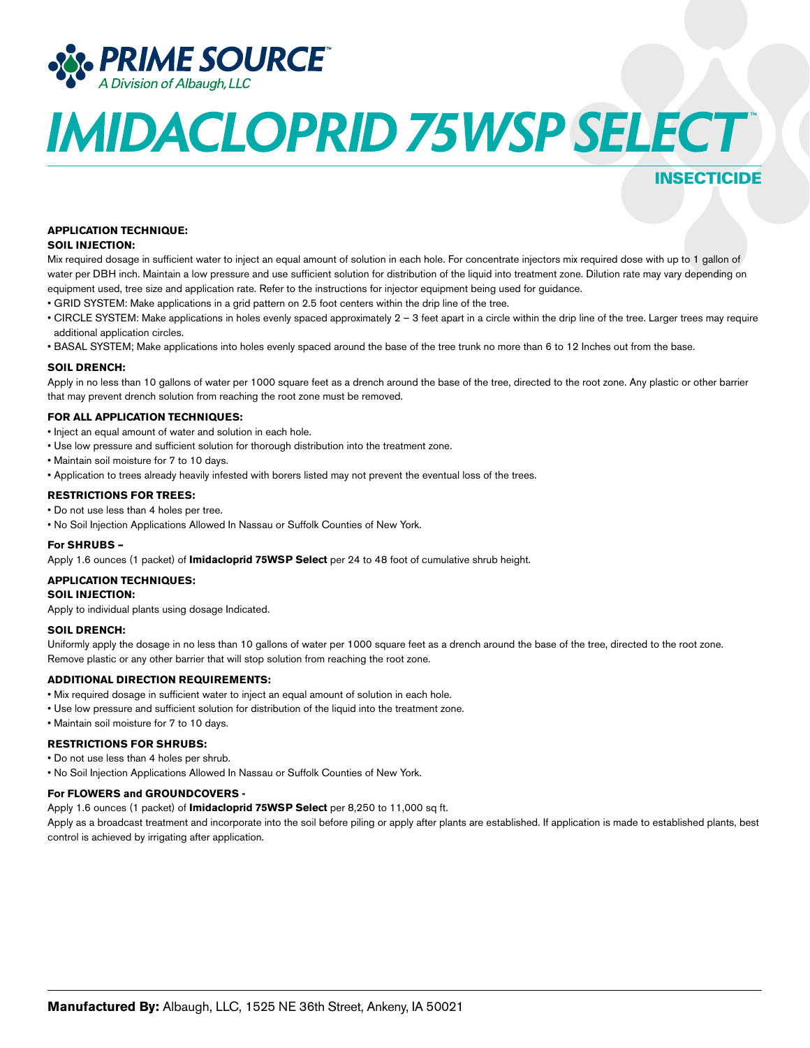**PRIME SOURCE™**
*A Division of Albaugh, LLC*

# *IMIDACLOPRID 75WSP SELECT™*

## INSECTICIDE

**APPLICATION TECHNIQUE:**

**SOIL INJECTION:**

Mix required dosage in sufficient water to inject an equal amount of solution in each hole. For concentrate injectors mix required dose with up to 1 gallon of water per DBH inch. Maintain a low pressure and use sufficient solution for distribution of the liquid into treatment zone. Dilution rate may vary depending on equipment used, tree size and application rate. Refer to the instructions for injector equipment being used for guidance.

- GRID SYSTEM: Make applications in a grid pattern on 2.5 foot centers within the drip line of the tree.
- CIRCLE SYSTEM: Make applications in holes evenly spaced approximately 2 – 3 feet apart in a circle within the drip line of the tree. Larger trees may require additional application circles.
- BASAL SYSTEM; Make applications into holes evenly spaced around the base of the tree trunk no more than 6 to 12 Inches out from the base.

**SOIL DRENCH:**

Apply in no less than 10 gallons of water per 1000 square feet as a drench around the base of the tree, directed to the root zone. Any plastic or other barrier that may prevent drench solution from reaching the root zone must be removed.

**FOR ALL APPLICATION TECHNIQUES:**

- Inject an equal amount of water and solution in each hole.
- Use low pressure and sufficient solution for thorough distribution into the treatment zone.
- Maintain soil moisture for 7 to 10 days.
- Application to trees already heavily infested with borers listed may not prevent the eventual loss of the trees.

**RESTRICTIONS FOR TREES:**

- Do not use less than 4 holes per tree.
- No Soil Injection Applications Allowed In Nassau or Suffolk Counties of New York.

**For SHRUBS –**

Apply 1.6 ounces (1 packet) of **Imidacloprid 75WSP Select** per 24 to 48 foot of cumulative shrub height.

**APPLICATION TECHNIQUES:**

**SOIL INJECTION:**

Apply to individual plants using dosage Indicated.

**SOIL DRENCH:**

Uniformly apply the dosage in no less than 10 gallons of water per 1000 square feet as a drench around the base of the tree, directed to the root zone. Remove plastic or any other barrier that will stop solution from reaching the root zone.

**ADDITIONAL DIRECTION REQUIREMENTS:**

- Mix required dosage in sufficient water to inject an equal amount of solution in each hole.
- Use low pressure and sufficient solution for distribution of the liquid into the treatment zone.
- Maintain soil moisture for 7 to 10 days.

**RESTRICTIONS FOR SHRUBS:**

- Do not use less than 4 holes per shrub.
- No Soil Injection Applications Allowed In Nassau or Suffolk Counties of New York.

**For FLOWERS and GROUNDCOVERS -**

Apply 1.6 ounces (1 packet) of **Imidacloprid 75WSP Select** per 8,250 to 11,000 sq ft.

Apply as a broadcast treatment and incorporate into the soil before piling or apply after plants are established. If application is made to established plants, best control is achieved by irrigating after application.

**Manufactured By:** Albaugh, LLC, 1525 NE 36th Street, Ankeny, IA 50021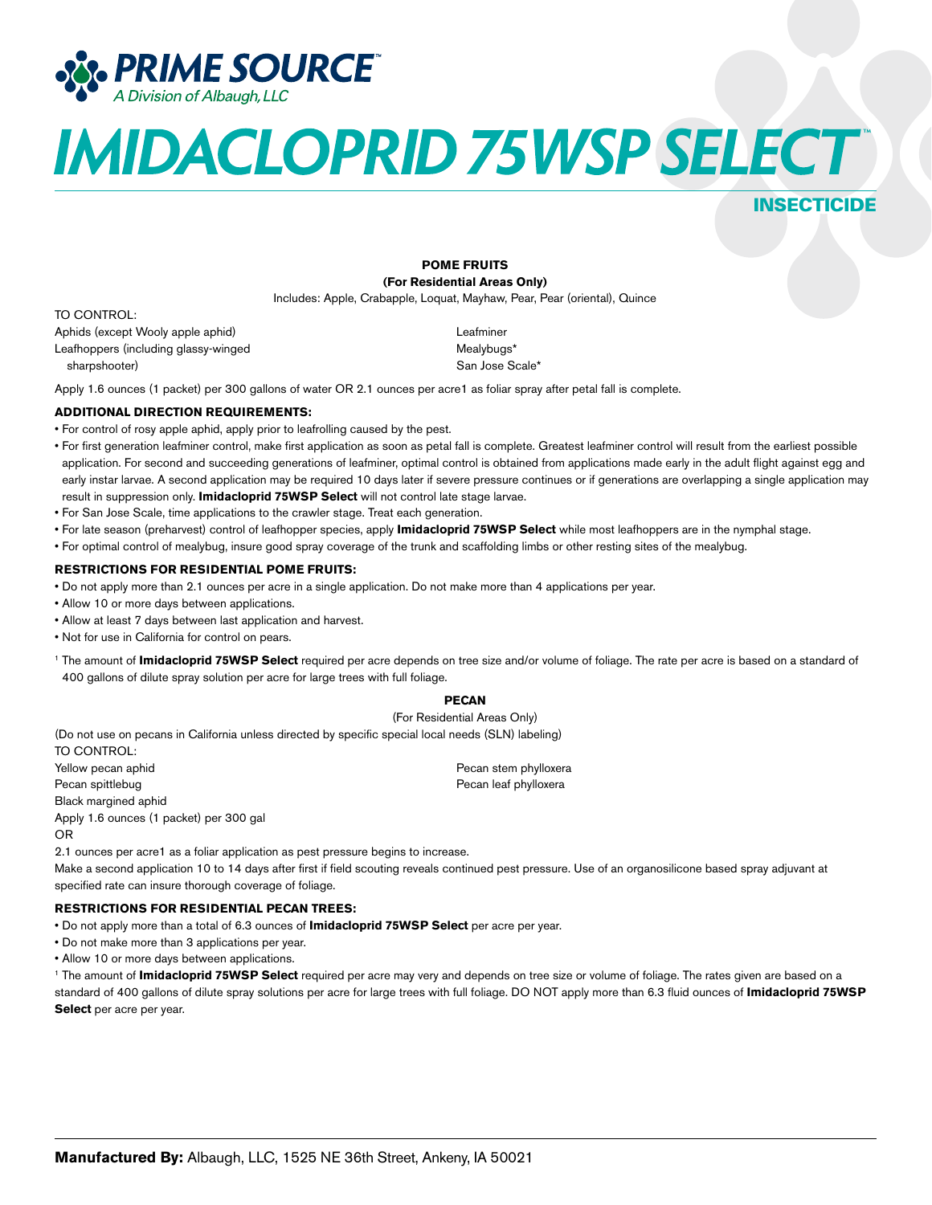**PRIME SOURCE**™
*A Division of Albaugh, LLC*

# IMIDACLOPRID 75WSP SELECT™

## INSECTICIDE

### POME FRUITS

**(For Residential Areas Only)**

Includes: Apple, Crabapple, Loquat, Mayhaw, Pear, Pear (oriental), Quince

TO CONTROL:

Aphids (except Wooly apple aphid)
Leafhoppers (including glassy-winged sharpshooter)
Leafminer
Mealybugs*
San Jose Scale*

Apply 1.6 ounces (1 packet) per 300 gallons of water OR 2.1 ounces per acre1 as foliar spray after petal fall is complete.

**ADDITIONAL DIRECTION REQUIREMENTS:**

- For control of rosy apple aphid, apply prior to leafrolling caused by the pest.
- For first generation leafminer control, make first application as soon as petal fall is complete. Greatest leafminer control will result from the earliest possible application. For second and succeeding generations of leafminer, optimal control is obtained from applications made early in the adult flight against egg and early instar larvae. A second application may be required 10 days later if severe pressure continues or if generations are overlapping a single application may result in suppression only. **Imidacloprid 75WSP Select** will not control late stage larvae.
- For San Jose Scale, time applications to the crawler stage. Treat each generation.
- For late season (preharvest) control of leafhopper species, apply **Imidacloprid 75WSP Select** while most leafhoppers are in the nymphal stage.
- For optimal control of mealybug, insure good spray coverage of the trunk and scaffolding limbs or other resting sites of the mealybug.

**RESTRICTIONS FOR RESIDENTIAL POME FRUITS:**

- Do not apply more than 2.1 ounces per acre in a single application. Do not make more than 4 applications per year.
- Allow 10 or more days between applications.
- Allow at least 7 days between last application and harvest.
- Not for use in California for control on pears.

[1] The amount of **Imidacloprid 75WSP Select** required per acre depends on tree size and/or volume of foliage. The rate per acre is based on a standard of 400 gallons of dilute spray solution per acre for large trees with full foliage.

### PECAN

(For Residential Areas Only)

(Do not use on pecans in California unless directed by specific special local needs (SLN) labeling)

TO CONTROL:

Yellow pecan aphid
Pecan spittlebug
Black margined aphid
Pecan stem phylloxera
Pecan leaf phylloxera

Apply 1.6 ounces (1 packet) per 300 gal

OR

2.1 ounces per acre1 as a foliar application as pest pressure begins to increase.

Make a second application 10 to 14 days after first if field scouting reveals continued pest pressure. Use of an organosilicone based spray adjuvant at specified rate can insure thorough coverage of foliage.

**RESTRICTIONS FOR RESIDENTIAL PECAN TREES:**

- Do not apply more than a total of 6.3 ounces of **Imidacloprid 75WSP Select** per acre per year.
- Do not make more than 3 applications per year.
- Allow 10 or more days between applications.

[1] The amount of **Imidacloprid 75WSP Select** required per acre may very and depends on tree size or volume of foliage. The rates given are based on a standard of 400 gallons of dilute spray solutions per acre for large trees with full foliage. DO NOT apply more than 6.3 fluid ounces of **Imidacloprid 75WSP Select** per acre per year.

**Manufactured By:** Albaugh, LLC, 1525 NE 36th Street, Ankeny, IA 50021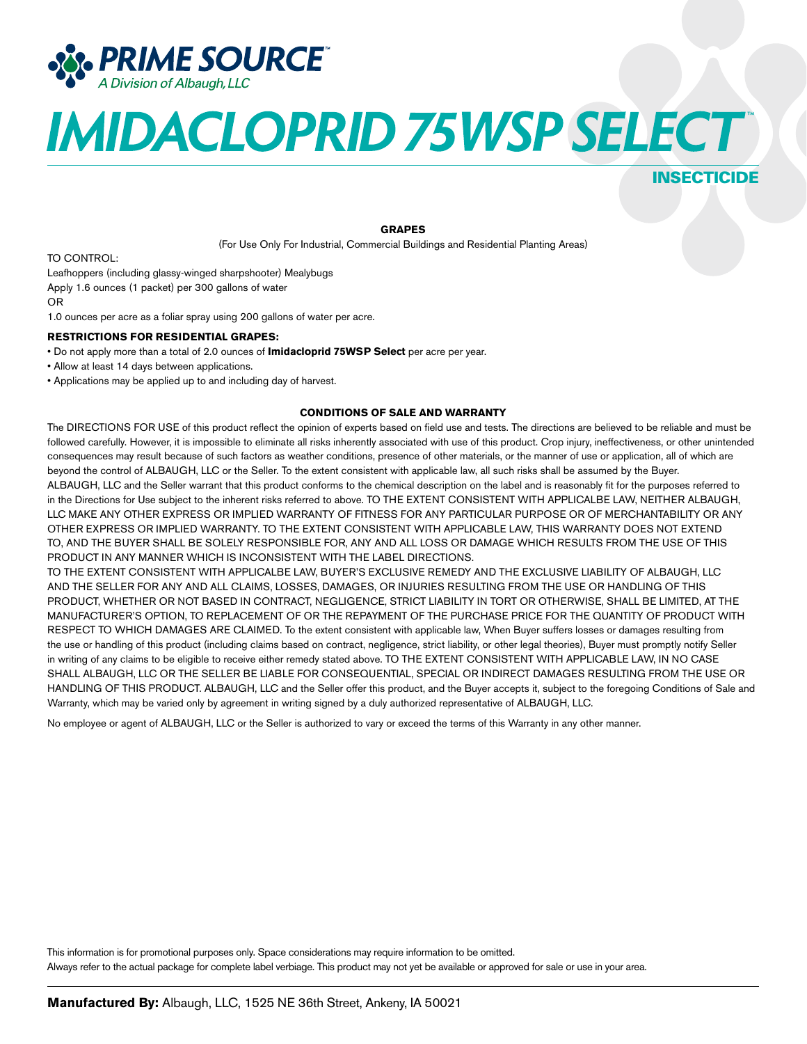**PRIME SOURCE™**
A Division of Albaugh, LLC

# IMIDACLOPRID 75WSP SELECT™

## INSECTICIDE

### GRAPES

(For Use Only For Industrial, Commercial Buildings and Residential Planting Areas)

TO CONTROL:
Leafhoppers (including glassy-winged sharpshooter) Mealybugs
Apply 1.6 ounces (1 packet) per 300 gallons of water
OR
1.0 ounces per acre as a foliar spray using 200 gallons of water per acre.

**RESTRICTIONS FOR RESIDENTIAL GRAPES:**

- Do not apply more than a total of 2.0 ounces of **Imidacloprid 75WSP Select** per acre per year.
- Allow at least 14 days between applications.
- Applications may be applied up to and including day of harvest.

### CONDITIONS OF SALE AND WARRANTY

The DIRECTIONS FOR USE of this product reflect the opinion of experts based on field use and tests. The directions are believed to be reliable and must be followed carefully. However, it is impossible to eliminate all risks inherently associated with use of this product. Crop injury, ineffectiveness, or other unintended consequences may result because of such factors as weather conditions, presence of other materials, or the manner of use or application, all of which are beyond the control of ALBAUGH, LLC or the Seller. To the extent consistent with applicable law, all such risks shall be assumed by the Buyer.
ALBAUGH, LLC and the Seller warrant that this product conforms to the chemical description on the label and is reasonably fit for the purposes referred to in the Directions for Use subject to the inherent risks referred to above. TO THE EXTENT CONSISTENT WITH APPLICALBE LAW, NEITHER ALBAUGH, LLC MAKE ANY OTHER EXPRESS OR IMPLIED WARRANTY OF FITNESS FOR ANY PARTICULAR PURPOSE OR OF MERCHANTABILITY OR ANY OTHER EXPRESS OR IMPLIED WARRANTY. TO THE EXTENT CONSISTENT WITH APPLICABLE LAW, THIS WARRANTY DOES NOT EXTEND TO, AND THE BUYER SHALL BE SOLELY RESPONSIBLE FOR, ANY AND ALL LOSS OR DAMAGE WHICH RESULTS FROM THE USE OF THIS PRODUCT IN ANY MANNER WHICH IS INCONSISTENT WITH THE LABEL DIRECTIONS.
TO THE EXTENT CONSISTENT WITH APPLICALBE LAW, BUYER'S EXCLUSIVE REMEDY AND THE EXCLUSIVE LIABILITY OF ALBAUGH, LLC AND THE SELLER FOR ANY AND ALL CLAIMS, LOSSES, DAMAGES, OR INJURIES RESULTING FROM THE USE OR HANDLING OF THIS PRODUCT, WHETHER OR NOT BASED IN CONTRACT, NEGLIGENCE, STRICT LIABILITY IN TORT OR OTHERWISE, SHALL BE LIMITED, AT THE MANUFACTURER'S OPTION, TO REPLACEMENT OF OR THE REPAYMENT OF THE PURCHASE PRICE FOR THE QUANTITY OF PRODUCT WITH RESPECT TO WHICH DAMAGES ARE CLAIMED. To the extent consistent with applicable law, When Buyer suffers losses or damages resulting from the use or handling of this product (including claims based on contract, negligence, strict liability, or other legal theories), Buyer must promptly notify Seller in writing of any claims to be eligible to receive either remedy stated above. TO THE EXTENT CONSISTENT WITH APPLICABLE LAW, IN NO CASE SHALL ALBAUGH, LLC OR THE SELLER BE LIABLE FOR CONSEQUENTIAL, SPECIAL OR INDIRECT DAMAGES RESULTING FROM THE USE OR HANDLING OF THIS PRODUCT. ALBAUGH, LLC and the Seller offer this product, and the Buyer accepts it, subject to the foregoing Conditions of Sale and Warranty, which may be varied only by agreement in writing signed by a duly authorized representative of ALBAUGH, LLC.

No employee or agent of ALBAUGH, LLC or the Seller is authorized to vary or exceed the terms of this Warranty in any other manner.

This information is for promotional purposes only. Space considerations may require information to be omitted.
Always refer to the actual package for complete label verbiage. This product may not yet be available or approved for sale or use in your area.

**Manufactured By:** Albaugh, LLC, 1525 NE 36th Street, Ankeny, IA 50021